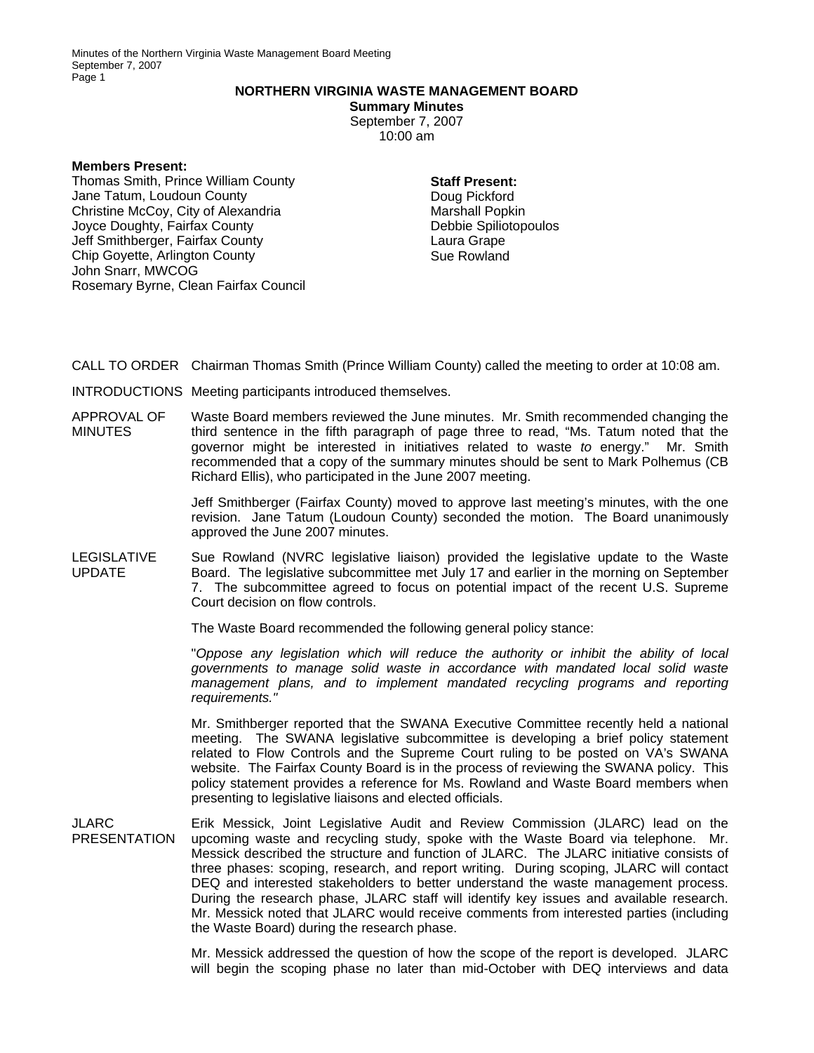# NORTHERN VIRGINIA WASTE MANAGEMENT BOARD

**Summary Minutes**
September 7, 2007
10:00 am

**Members Present:**
Thomas Smith, Prince William County
Jane Tatum, Loudoun County
Christine McCoy, City of Alexandria
Joyce Doughty, Fairfax County
Jeff Smithberger, Fairfax County
Chip Goyette, Arlington County
John Snarr, MWCOG
Rosemary Byrne, Clean Fairfax Council

**Staff Present:**
Doug Pickford
Marshall Popkin
Debbie Spiliotopoulos
Laura Grape
Sue Rowland

CALL TO ORDER Chairman Thomas Smith (Prince William County) called the meeting to order at 10:08 am.

INTRODUCTIONS Meeting participants introduced themselves.

APPROVAL OF MINUTES Waste Board members reviewed the June minutes. Mr. Smith recommended changing the third sentence in the fifth paragraph of page three to read, "Ms. Tatum noted that the governor might be interested in initiatives related to waste *to* energy." Mr. Smith recommended that a copy of the summary minutes should be sent to Mark Polhemus (CB Richard Ellis), who participated in the June 2007 meeting.

Jeff Smithberger (Fairfax County) moved to approve last meeting's minutes, with the one revision. Jane Tatum (Loudoun County) seconded the motion. The Board unanimously approved the June 2007 minutes.

LEGISLATIVE UPDATE Sue Rowland (NVRC legislative liaison) provided the legislative update to the Waste Board. The legislative subcommittee met July 17 and earlier in the morning on September 7. The subcommittee agreed to focus on potential impact of the recent U.S. Supreme Court decision on flow controls.

The Waste Board recommended the following general policy stance:

"*Oppose any legislation which will reduce the authority or inhibit the ability of local governments to manage solid waste in accordance with mandated local solid waste management plans, and to implement mandated recycling programs and reporting requirements."*

Mr. Smithberger reported that the SWANA Executive Committee recently held a national meeting. The SWANA legislative subcommittee is developing a brief policy statement related to Flow Controls and the Supreme Court ruling to be posted on VA's SWANA website. The Fairfax County Board is in the process of reviewing the SWANA policy. This policy statement provides a reference for Ms. Rowland and Waste Board members when presenting to legislative liaisons and elected officials.

JLARC PRESENTATION Erik Messick, Joint Legislative Audit and Review Commission (JLARC) lead on the upcoming waste and recycling study, spoke with the Waste Board via telephone. Mr. Messick described the structure and function of JLARC. The JLARC initiative consists of three phases: scoping, research, and report writing. During scoping, JLARC will contact DEQ and interested stakeholders to better understand the waste management process. During the research phase, JLARC staff will identify key issues and available research. Mr. Messick noted that JLARC would receive comments from interested parties (including the Waste Board) during the research phase.

Mr. Messick addressed the question of how the scope of the report is developed. JLARC will begin the scoping phase no later than mid-October with DEQ interviews and data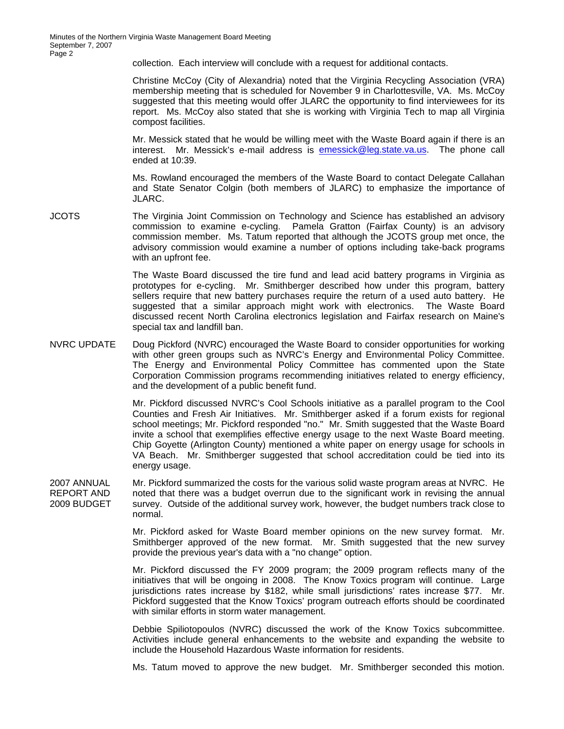collection. Each interview will conclude with a request for additional contacts.

Christine McCoy (City of Alexandria) noted that the Virginia Recycling Association (VRA) membership meeting that is scheduled for November 9 in Charlottesville, VA. Ms. McCoy suggested that this meeting would offer JLARC the opportunity to find interviewees for its report. Ms. McCoy also stated that she is working with Virginia Tech to map all Virginia compost facilities.

Mr. Messick stated that he would be willing meet with the Waste Board again if there is an interest. Mr. Messick's e-mail address is emessick@leg.state.va.us. The phone call ended at 10:39.

Ms. Rowland encouraged the members of the Waste Board to contact Delegate Callahan and State Senator Colgin (both members of JLARC) to emphasize the importance of JLARC.

**JCOTS**

The Virginia Joint Commission on Technology and Science has established an advisory commission to examine e-cycling. Pamela Gratton (Fairfax County) is an advisory commission member. Ms. Tatum reported that although the JCOTS group met once, the advisory commission would examine a number of options including take-back programs with an upfront fee.

The Waste Board discussed the tire fund and lead acid battery programs in Virginia as prototypes for e-cycling. Mr. Smithberger described how under this program, battery sellers require that new battery purchases require the return of a used auto battery. He suggested that a similar approach might work with electronics. The Waste Board discussed recent North Carolina electronics legislation and Fairfax research on Maine's special tax and landfill ban.

**NVRC UPDATE**

Doug Pickford (NVRC) encouraged the Waste Board to consider opportunities for working with other green groups such as NVRC's Energy and Environmental Policy Committee. The Energy and Environmental Policy Committee has commented upon the State Corporation Commission programs recommending initiatives related to energy efficiency, and the development of a public benefit fund.

Mr. Pickford discussed NVRC's Cool Schools initiative as a parallel program to the Cool Counties and Fresh Air Initiatives. Mr. Smithberger asked if a forum exists for regional school meetings; Mr. Pickford responded "no." Mr. Smith suggested that the Waste Board invite a school that exemplifies effective energy usage to the next Waste Board meeting. Chip Goyette (Arlington County) mentioned a white paper on energy usage for schools in VA Beach. Mr. Smithberger suggested that school accreditation could be tied into its energy usage.

**2007 ANNUAL REPORT AND 2009 BUDGET**

Mr. Pickford summarized the costs for the various solid waste program areas at NVRC. He noted that there was a budget overrun due to the significant work in revising the annual survey. Outside of the additional survey work, however, the budget numbers track close to normal.

Mr. Pickford asked for Waste Board member opinions on the new survey format. Mr. Smithberger approved of the new format. Mr. Smith suggested that the new survey provide the previous year's data with a "no change" option.

Mr. Pickford discussed the FY 2009 program; the 2009 program reflects many of the initiatives that will be ongoing in 2008. The Know Toxics program will continue. Large jurisdictions rates increase by $182, while small jurisdictions' rates increase $77. Mr. Pickford suggested that the Know Toxics' program outreach efforts should be coordinated with similar efforts in storm water management.

Debbie Spiliotopoulos (NVRC) discussed the work of the Know Toxics subcommittee. Activities include general enhancements to the website and expanding the website to include the Household Hazardous Waste information for residents.

Ms. Tatum moved to approve the new budget. Mr. Smithberger seconded this motion.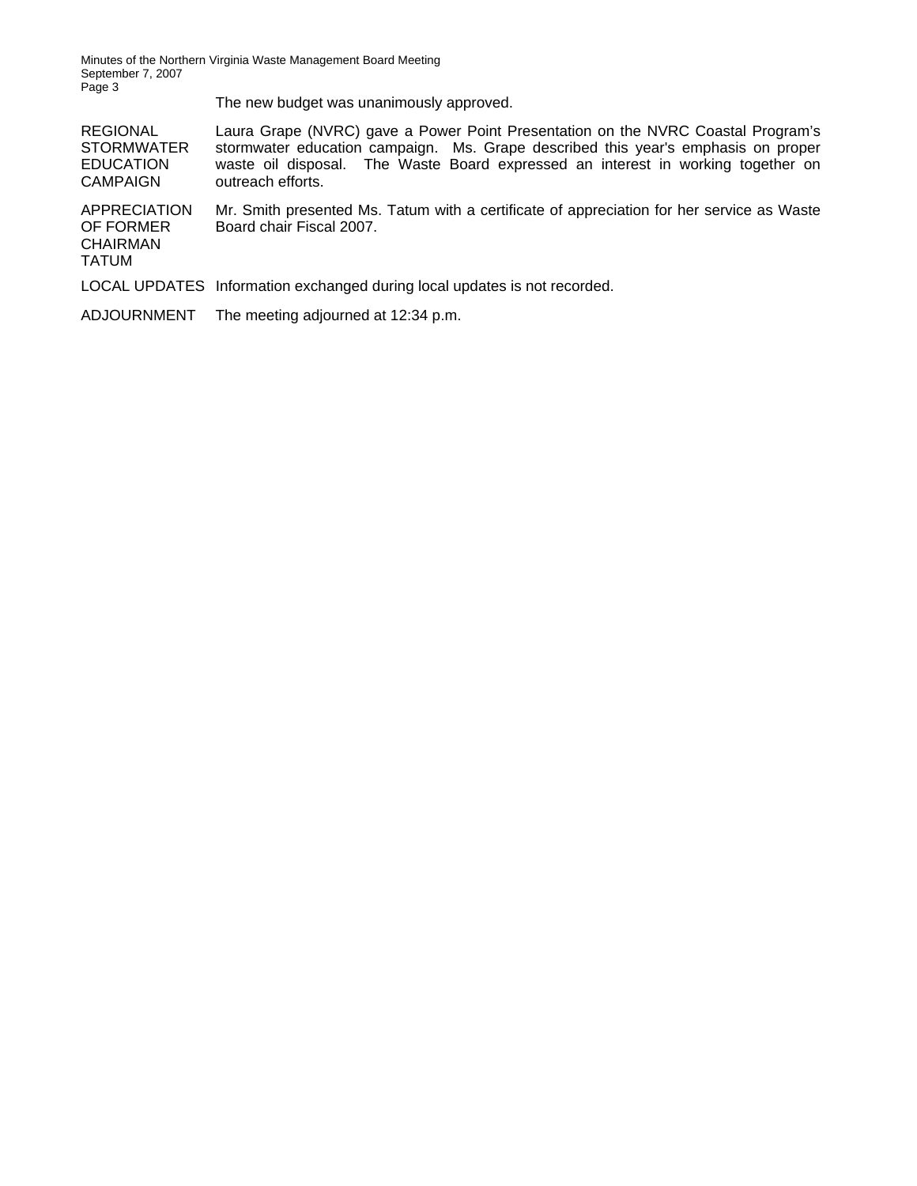The new budget was unanimously approved.

**REGIONAL STORMWATER EDUCATION CAMPAIGN**

Laura Grape (NVRC) gave a Power Point Presentation on the NVRC Coastal Program's stormwater education campaign. Ms. Grape described this year's emphasis on proper waste oil disposal. The Waste Board expressed an interest in working together on outreach efforts.

**APPRECIATION OF FORMER CHAIRMAN TATUM**

Mr. Smith presented Ms. Tatum with a certificate of appreciation for her service as Waste Board chair Fiscal 2007.

**LOCAL UPDATES**

Information exchanged during local updates is not recorded.

**ADJOURNMENT**

The meeting adjourned at 12:34 p.m.